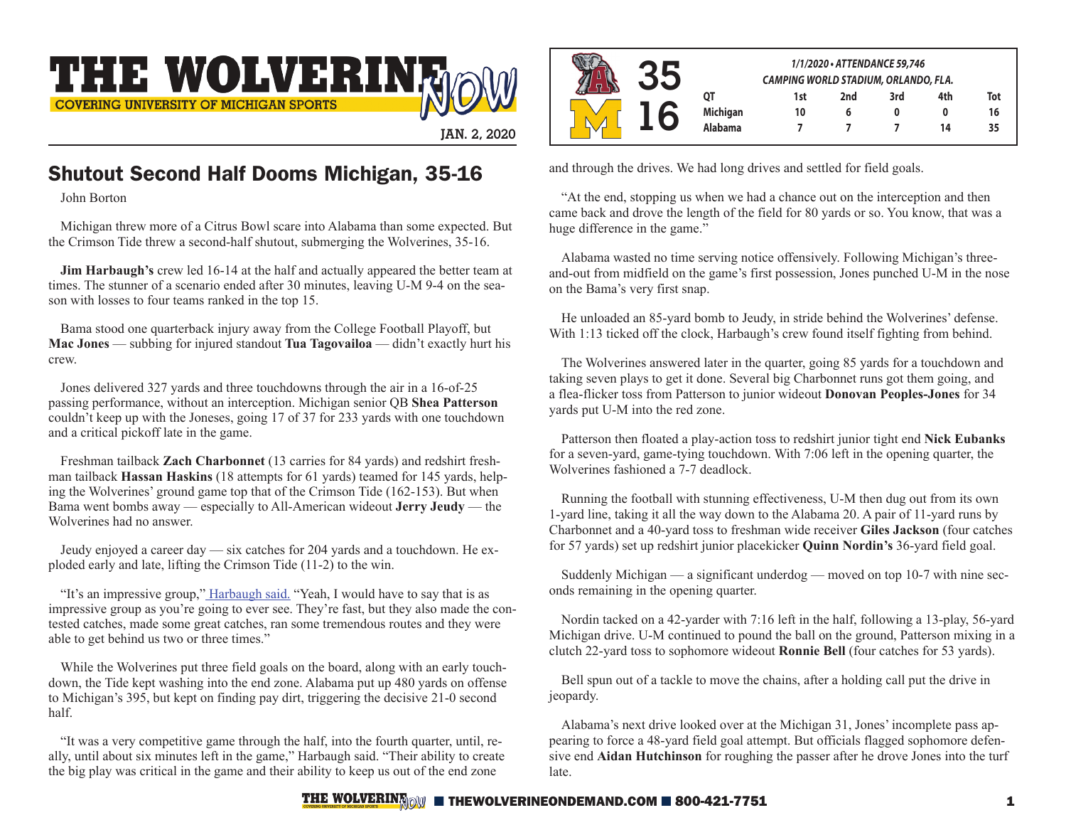THE WOLVERINE NOW
COVERING UNIVERSITY OF MICHIGAN SPORTS

JAN. 2, 2020

| | | 1/1/2020 • ATTENDANCE 59,746 | | | | |
|---|---|---|---|---|---|---|
| | | CAMPING WORLD STADIUM, ORLANDO, FLA. | | | | |
| Alabama 35 | QT | 1st | 2nd | 3rd | 4th | Tot |
| Michigan 16 | Michigan | 10 | 6 | 0 | 0 | 16 |
| | Alabama | 7 | 7 | 7 | 14 | 35 |

# Shutout Second Half Dooms Michigan, 35-16

John Borton

Michigan threw more of a Citrus Bowl scare into Alabama than some expected. But the Crimson Tide threw a second-half shutout, submerging the Wolverines, 35-16.

**Jim Harbaugh's** crew led 16-14 at the half and actually appeared the better team at times. The stunner of a scenario ended after 30 minutes, leaving U-M 9-4 on the season with losses to four teams ranked in the top 15.

Bama stood one quarterback injury away from the College Football Playoff, but **Mac Jones** — subbing for injured standout **Tua Tagovailoa** — didn't exactly hurt his crew.

Jones delivered 327 yards and three touchdowns through the air in a 16-of-25 passing performance, without an interception. Michigan senior QB **Shea Patterson** couldn't keep up with the Joneses, going 17 of 37 for 233 yards with one touchdown and a critical pickoff late in the game.

Freshman tailback **Zach Charbonnet** (13 carries for 84 yards) and redshirt freshman tailback **Hassan Haskins** (18 attempts for 61 yards) teamed for 145 yards, helping the Wolverines' ground game top that of the Crimson Tide (162-153). But when Bama went bombs away — especially to All-American wideout **Jerry Jeudy** — the Wolverines had no answer.

Jeudy enjoyed a career day — six catches for 204 yards and a touchdown. He exploded early and late, lifting the Crimson Tide (11-2) to the win.

"It's an impressive group," Harbaugh said. "Yeah, I would have to say that is as impressive group as you're going to ever see. They're fast, but they also made the contested catches, made some great catches, ran some tremendous routes and they were able to get behind us two or three times."

While the Wolverines put three field goals on the board, along with an early touchdown, the Tide kept washing into the end zone. Alabama put up 480 yards on offense to Michigan's 395, but kept on finding pay dirt, triggering the decisive 21-0 second half.

"It was a very competitive game through the half, into the fourth quarter, until, really, until about six minutes left in the game," Harbaugh said. "Their ability to create the big play was critical in the game and their ability to keep us out of the end zone and through the drives. We had long drives and settled for field goals.

"At the end, stopping us when we had a chance out on the interception and then came back and drove the length of the field for 80 yards or so. You know, that was a huge difference in the game."

Alabama wasted no time serving notice offensively. Following Michigan's three-and-out from midfield on the game's first possession, Jones punched U-M in the nose on the Bama's very first snap.

He unloaded an 85-yard bomb to Jeudy, in stride behind the Wolverines' defense. With 1:13 ticked off the clock, Harbaugh's crew found itself fighting from behind.

The Wolverines answered later in the quarter, going 85 yards for a touchdown and taking seven plays to get it done. Several big Charbonnet runs got them going, and a flea-flicker toss from Patterson to junior wideout **Donovan Peoples-Jones** for 34 yards put U-M into the red zone.

Patterson then floated a play-action toss to redshirt junior tight end **Nick Eubanks** for a seven-yard, game-tying touchdown. With 7:06 left in the opening quarter, the Wolverines fashioned a 7-7 deadlock.

Running the football with stunning effectiveness, U-M then dug out from its own 1-yard line, taking it all the way down to the Alabama 20. A pair of 11-yard runs by Charbonnet and a 40-yard toss to freshman wide receiver **Giles Jackson** (four catches for 57 yards) set up redshirt junior placekicker **Quinn Nordin's** 36-yard field goal.

Suddenly Michigan — a significant underdog — moved on top 10-7 with nine seconds remaining in the opening quarter.

Nordin tacked on a 42-yarder with 7:16 left in the half, following a 13-play, 56-yard Michigan drive. U-M continued to pound the ball on the ground, Patterson mixing in a clutch 22-yard toss to sophomore wideout **Ronnie Bell** (four catches for 53 yards).

Bell spun out of a tackle to move the chains, after a holding call put the drive in jeopardy.

Alabama's next drive looked over at the Michigan 31, Jones' incomplete pass appearing to force a 48-yard field goal attempt. But officials flagged sophomore defensive end **Aidan Hutchinson** for roughing the passer after he drove Jones into the turf late.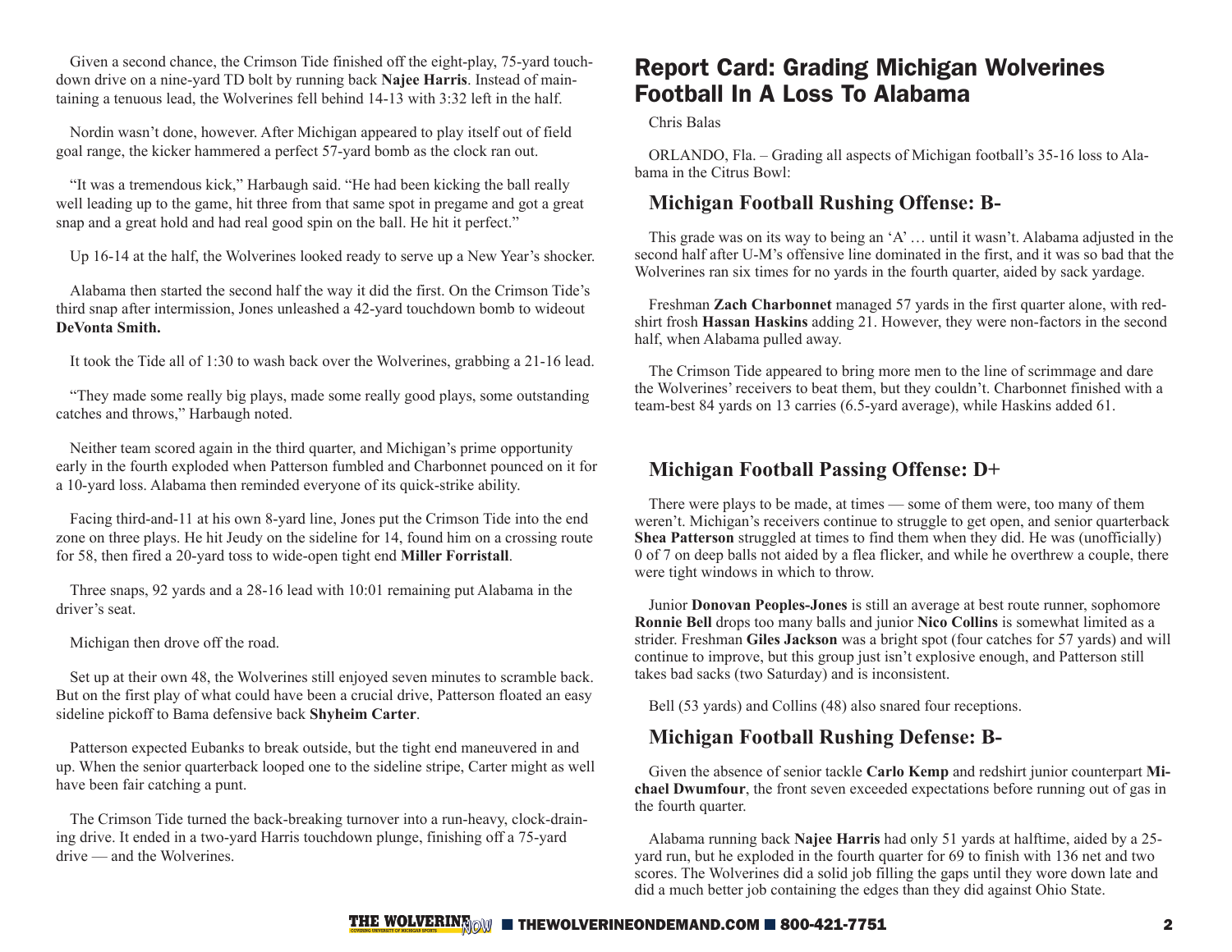Given a second chance, the Crimson Tide finished off the eight-play, 75-yard touchdown drive on a nine-yard TD bolt by running back **Najee Harris**. Instead of maintaining a tenuous lead, the Wolverines fell behind 14-13 with 3:32 left in the half.

Nordin wasn't done, however. After Michigan appeared to play itself out of field goal range, the kicker hammered a perfect 57-yard bomb as the clock ran out.

"It was a tremendous kick," Harbaugh said. "He had been kicking the ball really well leading up to the game, hit three from that same spot in pregame and got a great snap and a great hold and had real good spin on the ball. He hit it perfect."

Up 16-14 at the half, the Wolverines looked ready to serve up a New Year's shocker.

Alabama then started the second half the way it did the first. On the Crimson Tide's third snap after intermission, Jones unleashed a 42-yard touchdown bomb to wideout **DeVonta Smith.**

It took the Tide all of 1:30 to wash back over the Wolverines, grabbing a 21-16 lead.

"They made some really big plays, made some really good plays, some outstanding catches and throws," Harbaugh noted.

Neither team scored again in the third quarter, and Michigan's prime opportunity early in the fourth exploded when Patterson fumbled and Charbonnet pounced on it for a 10-yard loss. Alabama then reminded everyone of its quick-strike ability.

Facing third-and-11 at his own 8-yard line, Jones put the Crimson Tide into the end zone on three plays. He hit Jeudy on the sideline for 14, found him on a crossing route for 58, then fired a 20-yard toss to wide-open tight end **Miller Forristall**.

Three snaps, 92 yards and a 28-16 lead with 10:01 remaining put Alabama in the driver's seat.

Michigan then drove off the road.

Set up at their own 48, the Wolverines still enjoyed seven minutes to scramble back. But on the first play of what could have been a crucial drive, Patterson floated an easy sideline pickoff to Bama defensive back **Shyheim Carter**.

Patterson expected Eubanks to break outside, but the tight end maneuvered in and up. When the senior quarterback looped one to the sideline stripe, Carter might as well have been fair catching a punt.

The Crimson Tide turned the back-breaking turnover into a run-heavy, clock-draining drive. It ended in a two-yard Harris touchdown plunge, finishing off a 75-yard drive — and the Wolverines.

# Report Card: Grading Michigan Wolverines Football In A Loss To Alabama

Chris Balas

ORLANDO, Fla. – Grading all aspects of Michigan football's 35-16 loss to Alabama in the Citrus Bowl:

## Michigan Football Rushing Offense: B-

This grade was on its way to being an 'A' … until it wasn't. Alabama adjusted in the second half after U-M's offensive line dominated in the first, and it was so bad that the Wolverines ran six times for no yards in the fourth quarter, aided by sack yardage.

Freshman **Zach Charbonnet** managed 57 yards in the first quarter alone, with redshirt frosh **Hassan Haskins** adding 21. However, they were non-factors in the second half, when Alabama pulled away.

The Crimson Tide appeared to bring more men to the line of scrimmage and dare the Wolverines' receivers to beat them, but they couldn't. Charbonnet finished with a team-best 84 yards on 13 carries (6.5-yard average), while Haskins added 61.

## Michigan Football Passing Offense: D+

There were plays to be made, at times — some of them were, too many of them weren't. Michigan's receivers continue to struggle to get open, and senior quarterback **Shea Patterson** struggled at times to find them when they did. He was (unofficially) 0 of 7 on deep balls not aided by a flea flicker, and while he overthrew a couple, there were tight windows in which to throw.

Junior **Donovan Peoples-Jones** is still an average at best route runner, sophomore **Ronnie Bell** drops too many balls and junior **Nico Collins** is somewhat limited as a strider. Freshman **Giles Jackson** was a bright spot (four catches for 57 yards) and will continue to improve, but this group just isn't explosive enough, and Patterson still takes bad sacks (two Saturday) and is inconsistent.

Bell (53 yards) and Collins (48) also snared four receptions.

## Michigan Football Rushing Defense: B-

Given the absence of senior tackle **Carlo Kemp** and redshirt junior counterpart **Michael Dwumfour**, the front seven exceeded expectations before running out of gas in the fourth quarter.

Alabama running back **Najee Harris** had only 51 yards at halftime, aided by a 25-yard run, but he exploded in the fourth quarter for 69 to finish with 136 net and two scores. The Wolverines did a solid job filling the gaps until they wore down late and did a much better job containing the edges than they did against Ohio State.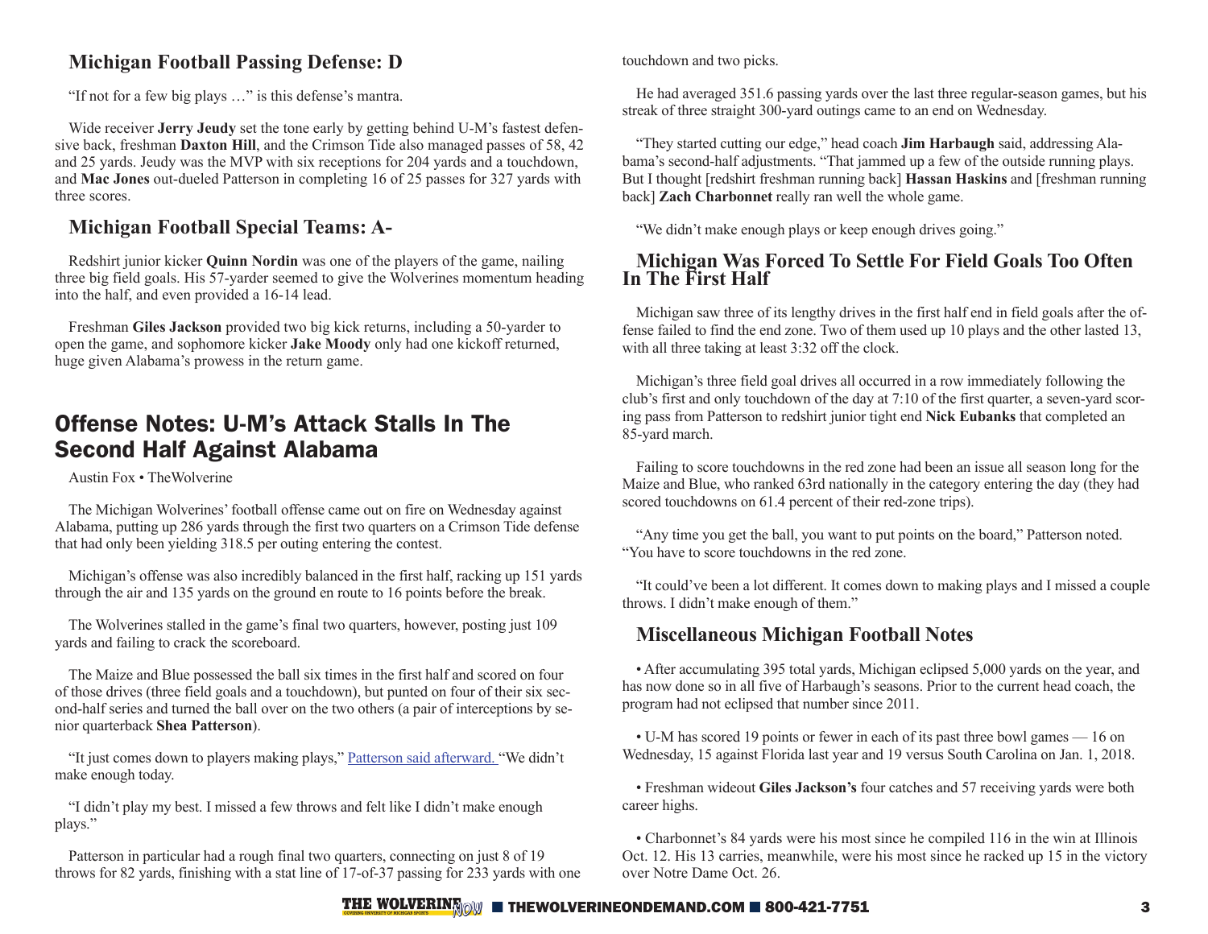## Michigan Football Passing Defense: D

"If not for a few big plays …" is this defense's mantra.

Wide receiver **Jerry Jeudy** set the tone early by getting behind U-M's fastest defensive back, freshman **Daxton Hill**, and the Crimson Tide also managed passes of 58, 42 and 25 yards. Jeudy was the MVP with six receptions for 204 yards and a touchdown, and **Mac Jones** out-dueled Patterson in completing 16 of 25 passes for 327 yards with three scores.

## Michigan Football Special Teams: A-

Redshirt junior kicker **Quinn Nordin** was one of the players of the game, nailing three big field goals. His 57-yarder seemed to give the Wolverines momentum heading into the half, and even provided a 16-14 lead.

Freshman **Giles Jackson** provided two big kick returns, including a 50-yarder to open the game, and sophomore kicker **Jake Moody** only had one kickoff returned, huge given Alabama's prowess in the return game.

# Offense Notes: U-M's Attack Stalls In The Second Half Against Alabama

Austin Fox • TheWolverine

The Michigan Wolverines' football offense came out on fire on Wednesday against Alabama, putting up 286 yards through the first two quarters on a Crimson Tide defense that had only been yielding 318.5 per outing entering the contest.

Michigan's offense was also incredibly balanced in the first half, racking up 151 yards through the air and 135 yards on the ground en route to 16 points before the break.

The Wolverines stalled in the game's final two quarters, however, posting just 109 yards and failing to crack the scoreboard.

The Maize and Blue possessed the ball six times in the first half and scored on four of those drives (three field goals and a touchdown), but punted on four of their six second-half series and turned the ball over on the two others (a pair of interceptions by senior quarterback **Shea Patterson**).

"It just comes down to players making plays," Patterson said afterward. "We didn't make enough today.

"I didn't play my best. I missed a few throws and felt like I didn't make enough plays."

Patterson in particular had a rough final two quarters, connecting on just 8 of 19 throws for 82 yards, finishing with a stat line of 17-of-37 passing for 233 yards with one touchdown and two picks.

He had averaged 351.6 passing yards over the last three regular-season games, but his streak of three straight 300-yard outings came to an end on Wednesday.

"They started cutting our edge," head coach **Jim Harbaugh** said, addressing Alabama's second-half adjustments. "That jammed up a few of the outside running plays. But I thought [redshirt freshman running back] **Hassan Haskins** and [freshman running back] **Zach Charbonnet** really ran well the whole game.

"We didn't make enough plays or keep enough drives going."

## Michigan Was Forced To Settle For Field Goals Too Often In The First Half

Michigan saw three of its lengthy drives in the first half end in field goals after the offense failed to find the end zone. Two of them used up 10 plays and the other lasted 13, with all three taking at least 3:32 off the clock.

Michigan's three field goal drives all occurred in a row immediately following the club's first and only touchdown of the day at 7:10 of the first quarter, a seven-yard scoring pass from Patterson to redshirt junior tight end **Nick Eubanks** that completed an 85-yard march.

Failing to score touchdowns in the red zone had been an issue all season long for the Maize and Blue, who ranked 63rd nationally in the category entering the day (they had scored touchdowns on 61.4 percent of their red-zone trips).

"Any time you get the ball, you want to put points on the board," Patterson noted. "You have to score touchdowns in the red zone.

"It could've been a lot different. It comes down to making plays and I missed a couple throws. I didn't make enough of them."

## Miscellaneous Michigan Football Notes

- After accumulating 395 total yards, Michigan eclipsed 5,000 yards on the year, and has now done so in all five of Harbaugh's seasons. Prior to the current head coach, the program had not eclipsed that number since 2011.
- U-M has scored 19 points or fewer in each of its past three bowl games — 16 on Wednesday, 15 against Florida last year and 19 versus South Carolina on Jan. 1, 2018.
- Freshman wideout **Giles Jackson's** four catches and 57 receiving yards were both career highs.
- Charbonnet's 84 yards were his most since he compiled 116 in the win at Illinois Oct. 12. His 13 carries, meanwhile, were his most since he racked up 15 in the victory over Notre Dame Oct. 26.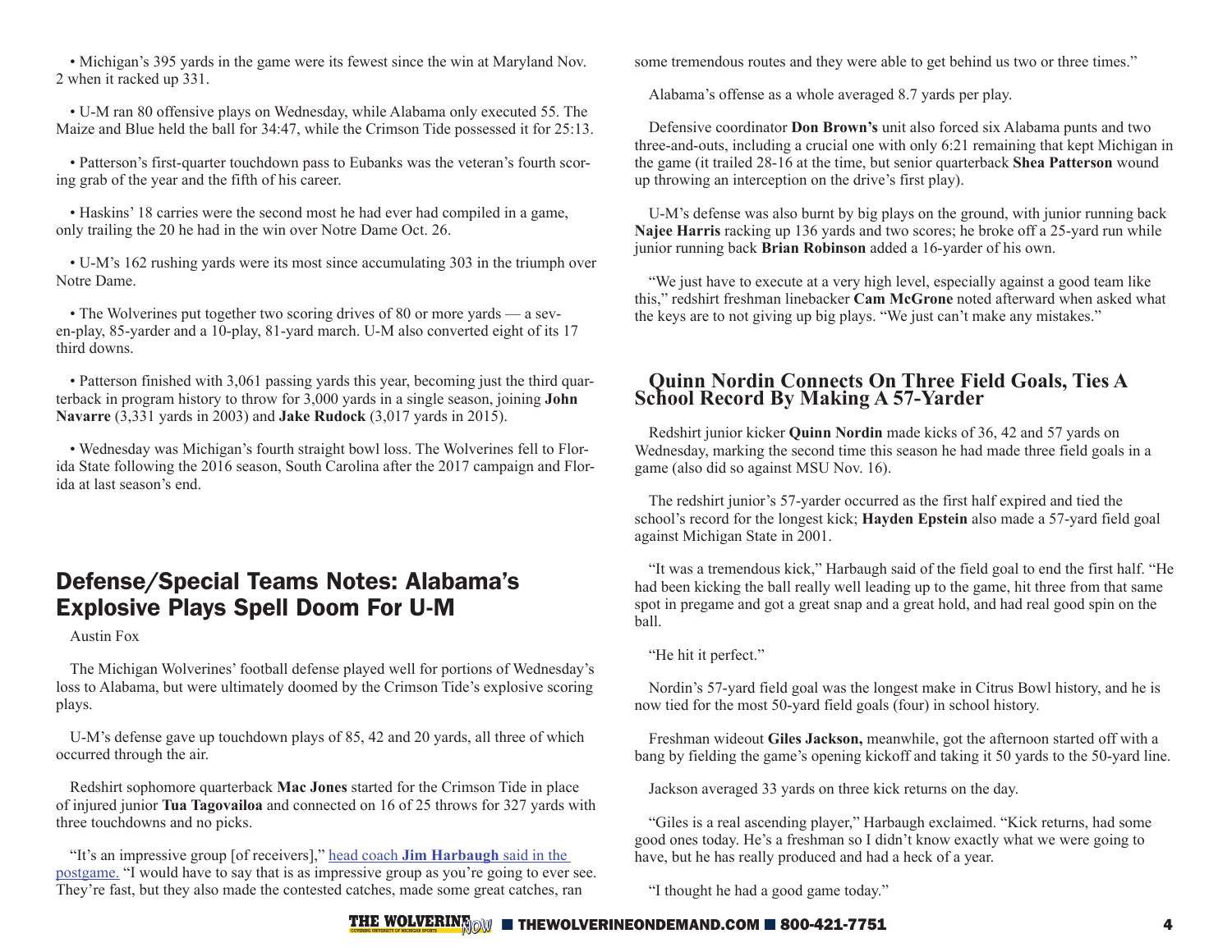• Michigan's 395 yards in the game were its fewest since the win at Maryland Nov. 2 when it racked up 331.

• U-M ran 80 offensive plays on Wednesday, while Alabama only executed 55. The Maize and Blue held the ball for 34:47, while the Crimson Tide possessed it for 25:13.

• Patterson's first-quarter touchdown pass to Eubanks was the veteran's fourth scoring grab of the year and the fifth of his career.

• Haskins' 18 carries were the second most he had ever had compiled in a game, only trailing the 20 he had in the win over Notre Dame Oct. 26.

• U-M's 162 rushing yards were its most since accumulating 303 in the triumph over Notre Dame.

• The Wolverines put together two scoring drives of 80 or more yards — a seven-play, 85-yarder and a 10-play, 81-yard march. U-M also converted eight of its 17 third downs.

• Patterson finished with 3,061 passing yards this year, becoming just the third quarterback in program history to throw for 3,000 yards in a single season, joining **John Navarre** (3,331 yards in 2003) and **Jake Rudock** (3,017 yards in 2015).

• Wednesday was Michigan's fourth straight bowl loss. The Wolverines fell to Florida State following the 2016 season, South Carolina after the 2017 campaign and Florida at last season's end.

## Defense/Special Teams Notes: Alabama's Explosive Plays Spell Doom For U-M

Austin Fox

The Michigan Wolverines' football defense played well for portions of Wednesday's loss to Alabama, but were ultimately doomed by the Crimson Tide's explosive scoring plays.

U-M's defense gave up touchdown plays of 85, 42 and 20 yards, all three of which occurred through the air.

Redshirt sophomore quarterback **Mac Jones** started for the Crimson Tide in place of injured junior **Tua Tagovailoa** and connected on 16 of 25 throws for 327 yards with three touchdowns and no picks.

"It's an impressive group [of receivers]," head coach **Jim Harbaugh** said in the postgame. "I would have to say that is as impressive group as you're going to ever see. They're fast, but they also made the contested catches, made some great catches, ran some tremendous routes and they were able to get behind us two or three times."

Alabama's offense as a whole averaged 8.7 yards per play.

Defensive coordinator **Don Brown's** unit also forced six Alabama punts and two three-and-outs, including a crucial one with only 6:21 remaining that kept Michigan in the game (it trailed 28-16 at the time, but senior quarterback **Shea Patterson** wound up throwing an interception on the drive's first play).

U-M's defense was also burnt by big plays on the ground, with junior running back **Najee Harris** racking up 136 yards and two scores; he broke off a 25-yard run while junior running back **Brian Robinson** added a 16-yarder of his own.

"We just have to execute at a very high level, especially against a good team like this," redshirt freshman linebacker **Cam McGrone** noted afterward when asked what the keys are to not giving up big plays. "We just can't make any mistakes."

### Quinn Nordin Connects On Three Field Goals, Ties A School Record By Making A 57-Yarder

Redshirt junior kicker **Quinn Nordin** made kicks of 36, 42 and 57 yards on Wednesday, marking the second time this season he had made three field goals in a game (also did so against MSU Nov. 16).

The redshirt junior's 57-yarder occurred as the first half expired and tied the school's record for the longest kick; **Hayden Epstein** also made a 57-yard field goal against Michigan State in 2001.

"It was a tremendous kick," Harbaugh said of the field goal to end the first half. "He had been kicking the ball really well leading up to the game, hit three from that same spot in pregame and got a great snap and a great hold, and had real good spin on the ball.

"He hit it perfect."

Nordin's 57-yard field goal was the longest make in Citrus Bowl history, and he is now tied for the most 50-yard field goals (four) in school history.

Freshman wideout **Giles Jackson,** meanwhile, got the afternoon started off with a bang by fielding the game's opening kickoff and taking it 50 yards to the 50-yard line.

Jackson averaged 33 yards on three kick returns on the day.

"Giles is a real ascending player," Harbaugh exclaimed. "Kick returns, had some good ones today. He's a freshman so I didn't know exactly what we were going to have, but he has really produced and had a heck of a year.

"I thought he had a good game today."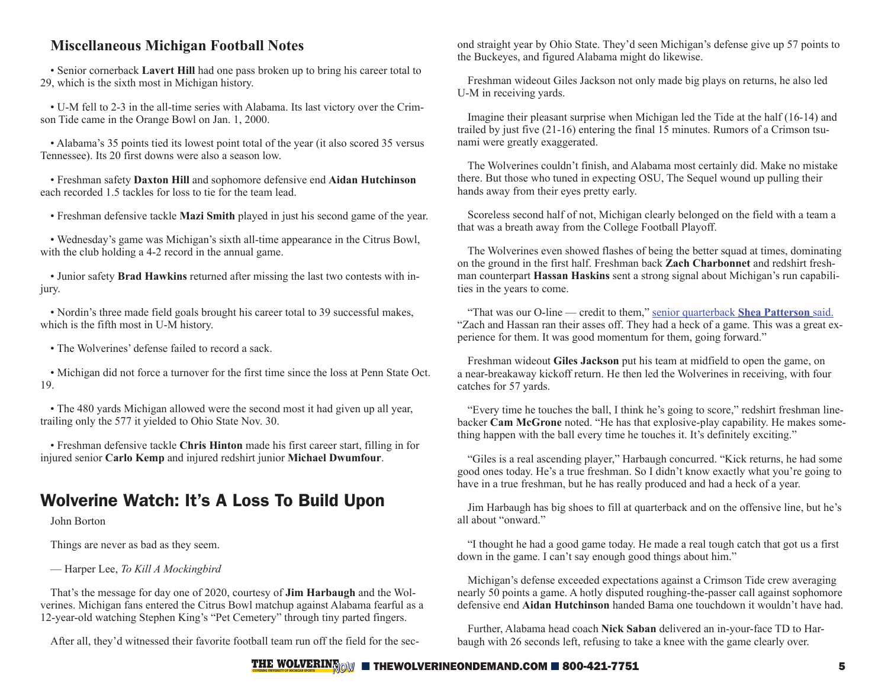## Miscellaneous Michigan Football Notes

• Senior cornerback **Lavert Hill** had one pass broken up to bring his career total to 29, which is the sixth most in Michigan history.

• U-M fell to 2-3 in the all-time series with Alabama. Its last victory over the Crimson Tide came in the Orange Bowl on Jan. 1, 2000.

• Alabama's 35 points tied its lowest point total of the year (it also scored 35 versus Tennessee). Its 20 first downs were also a season low.

• Freshman safety **Daxton Hill** and sophomore defensive end **Aidan Hutchinson** each recorded 1.5 tackles for loss to tie for the team lead.

• Freshman defensive tackle **Mazi Smith** played in just his second game of the year.

• Wednesday's game was Michigan's sixth all-time appearance in the Citrus Bowl, with the club holding a 4-2 record in the annual game.

• Junior safety **Brad Hawkins** returned after missing the last two contests with injury.

• Nordin's three made field goals brought his career total to 39 successful makes, which is the fifth most in U-M history.

• The Wolverines' defense failed to record a sack.

• Michigan did not force a turnover for the first time since the loss at Penn State Oct. 19.

• The 480 yards Michigan allowed were the second most it had given up all year, trailing only the 577 it yielded to Ohio State Nov. 30.

• Freshman defensive tackle **Chris Hinton** made his first career start, filling in for injured senior **Carlo Kemp** and injured redshirt junior **Michael Dwumfour**.

## Wolverine Watch: It's A Loss To Build Upon

John Borton

Things are never as bad as they seem.

— Harper Lee, *To Kill A Mockingbird*

That's the message for day one of 2020, courtesy of **Jim Harbaugh** and the Wolverines. Michigan fans entered the Citrus Bowl matchup against Alabama fearful as a 12-year-old watching Stephen King's "Pet Cemetery" through tiny parted fingers.

After all, they'd witnessed their favorite football team run off the field for the second straight year by Ohio State. They'd seen Michigan's defense give up 57 points to the Buckeyes, and figured Alabama might do likewise.

Freshman wideout Giles Jackson not only made big plays on returns, he also led U-M in receiving yards.

Imagine their pleasant surprise when Michigan led the Tide at the half (16-14) and trailed by just five (21-16) entering the final 15 minutes. Rumors of a Crimson tsunami were greatly exaggerated.

The Wolverines couldn't finish, and Alabama most certainly did. Make no mistake there. But those who tuned in expecting OSU, The Sequel wound up pulling their hands away from their eyes pretty early.

Scoreless second half of not, Michigan clearly belonged on the field with a team a that was a breath away from the College Football Playoff.

The Wolverines even showed flashes of being the better squad at times, dominating on the ground in the first half. Freshman back **Zach Charbonnet** and redshirt freshman counterpart **Hassan Haskins** sent a strong signal about Michigan's run capabilities in the years to come.

"That was our O-line — credit to them," senior quarterback **Shea Patterson** said. "Zach and Hassan ran their asses off. They had a heck of a game. This was a great experience for them. It was good momentum for them, going forward."

Freshman wideout **Giles Jackson** put his team at midfield to open the game, on a near-breakaway kickoff return. He then led the Wolverines in receiving, with four catches for 57 yards.

"Every time he touches the ball, I think he's going to score," redshirt freshman linebacker **Cam McGrone** noted. "He has that explosive-play capability. He makes something happen with the ball every time he touches it. It's definitely exciting."

"Giles is a real ascending player," Harbaugh concurred. "Kick returns, he had some good ones today. He's a true freshman. So I didn't know exactly what you're going to have in a true freshman, but he has really produced and had a heck of a year.

Jim Harbaugh has big shoes to fill at quarterback and on the offensive line, but he's all about "onward."

"I thought he had a good game today. He made a real tough catch that got us a first down in the game. I can't say enough good things about him."

Michigan's defense exceeded expectations against a Crimson Tide crew averaging nearly 50 points a game. A hotly disputed roughing-the-passer call against sophomore defensive end **Aidan Hutchinson** handed Bama one touchdown it wouldn't have had.

Further, Alabama head coach **Nick Saban** delivered an in-your-face TD to Harbaugh with 26 seconds left, refusing to take a knee with the game clearly over.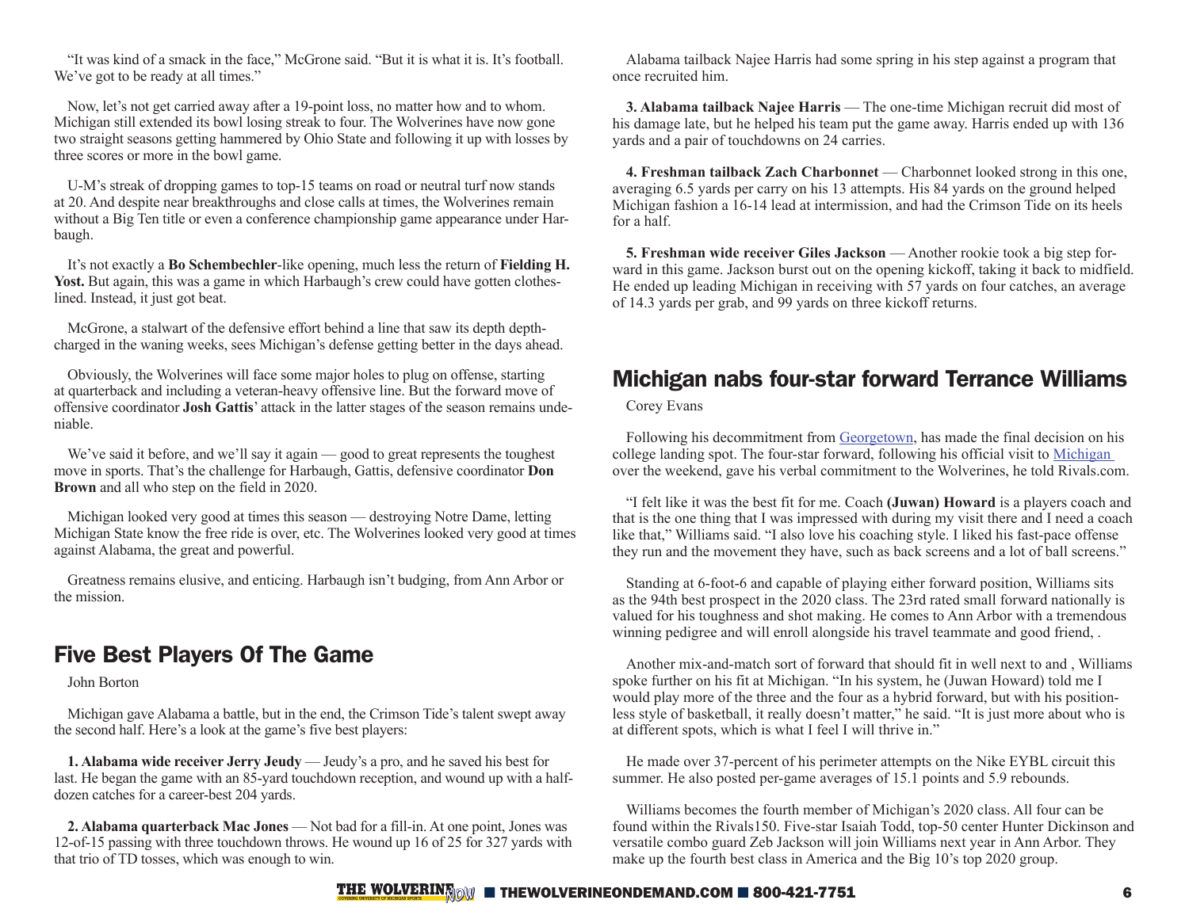"It was kind of a smack in the face," McGrone said. "But it is what it is. It's football. We've got to be ready at all times."

Now, let's not get carried away after a 19-point loss, no matter how and to whom. Michigan still extended its bowl losing streak to four. The Wolverines have now gone two straight seasons getting hammered by Ohio State and following it up with losses by three scores or more in the bowl game.

U-M's streak of dropping games to top-15 teams on road or neutral turf now stands at 20. And despite near breakthroughs and close calls at times, the Wolverines remain without a Big Ten title or even a conference championship game appearance under Harbaugh.

It's not exactly a **Bo Schembechler**-like opening, much less the return of **Fielding H. Yost.** But again, this was a game in which Harbaugh's crew could have gotten clotheslined. Instead, it just got beat.

McGrone, a stalwart of the defensive effort behind a line that saw its depth depth-charged in the waning weeks, sees Michigan's defense getting better in the days ahead.

Obviously, the Wolverines will face some major holes to plug on offense, starting at quarterback and including a veteran-heavy offensive line. But the forward move of offensive coordinator **Josh Gattis**' attack in the latter stages of the season remains undeniable.

We've said it before, and we'll say it again — good to great represents the toughest move in sports. That's the challenge for Harbaugh, Gattis, defensive coordinator **Don Brown** and all who step on the field in 2020.

Michigan looked very good at times this season — destroying Notre Dame, letting Michigan State know the free ride is over, etc. The Wolverines looked very good at times against Alabama, the great and powerful.

Greatness remains elusive, and enticing. Harbaugh isn't budging, from Ann Arbor or the mission.

## Five Best Players Of The Game

John Borton

Michigan gave Alabama a battle, but in the end, the Crimson Tide's talent swept away the second half. Here's a look at the game's five best players:

**1. Alabama wide receiver Jerry Jeudy** — Jeudy's a pro, and he saved his best for last. He began the game with an 85-yard touchdown reception, and wound up with a half-dozen catches for a career-best 204 yards.

**2. Alabama quarterback Mac Jones** — Not bad for a fill-in. At one point, Jones was 12-of-15 passing with three touchdown throws. He wound up 16 of 25 for 327 yards with that trio of TD tosses, which was enough to win.

Alabama tailback Najee Harris had some spring in his step against a program that once recruited him.

**3. Alabama tailback Najee Harris** — The one-time Michigan recruit did most of his damage late, but he helped his team put the game away. Harris ended up with 136 yards and a pair of touchdowns on 24 carries.

**4. Freshman tailback Zach Charbonnet** — Charbonnet looked strong in this one, averaging 6.5 yards per carry on his 13 attempts. His 84 yards on the ground helped Michigan fashion a 16-14 lead at intermission, and had the Crimson Tide on its heels for a half.

**5. Freshman wide receiver Giles Jackson** — Another rookie took a big step forward in this game. Jackson burst out on the opening kickoff, taking it back to midfield. He ended up leading Michigan in receiving with 57 yards on four catches, an average of 14.3 yards per grab, and 99 yards on three kickoff returns.

## Michigan nabs four-star forward Terrance Williams

Corey Evans

Following his decommitment from Georgetown, has made the final decision on his college landing spot. The four-star forward, following his official visit to Michigan over the weekend, gave his verbal commitment to the Wolverines, he told Rivals.com.

"I felt like it was the best fit for me. Coach **(Juwan) Howard** is a players coach and that is the one thing that I was impressed with during my visit there and I need a coach like that," Williams said. "I also love his coaching style. I liked his fast-pace offense they run and the movement they have, such as back screens and a lot of ball screens."

Standing at 6-foot-6 and capable of playing either forward position, Williams sits as the 94th best prospect in the 2020 class. The 23rd rated small forward nationally is valued for his toughness and shot making. He comes to Ann Arbor with a tremendous winning pedigree and will enroll alongside his travel teammate and good friend, .

Another mix-and-match sort of forward that should fit in well next to and , Williams spoke further on his fit at Michigan. "In his system, he (Juwan Howard) told me I would play more of the three and the four as a hybrid forward, but with his positionless style of basketball, it really doesn't matter," he said. "It is just more about who is at different spots, which is what I feel I will thrive in."

He made over 37-percent of his perimeter attempts on the Nike EYBL circuit this summer. He also posted per-game averages of 15.1 points and 5.9 rebounds.

Williams becomes the fourth member of Michigan's 2020 class. All four can be found within the Rivals150. Five-star Isaiah Todd, top-50 center Hunter Dickinson and versatile combo guard Zeb Jackson will join Williams next year in Ann Arbor. They make up the fourth best class in America and the Big 10's top 2020 group.